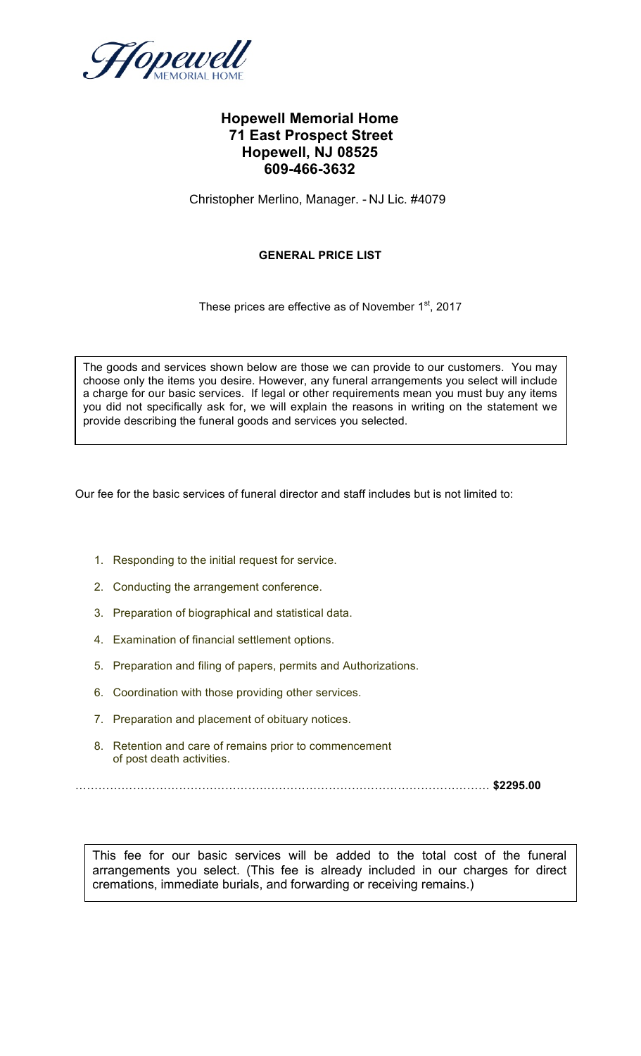Hopewell MEMORIAL HOME

# Hopewell Memorial Home
## 71 East Prospect Street
## Hopewell, NJ 08525
## 609-466-3632

Christopher Merlino, Manager. - NJ Lic. #4079

**GENERAL PRICE LIST**

These prices are effective as of November 1st, 2017

The goods and services shown below are those we can provide to our customers. You may choose only the items you desire. However, any funeral arrangements you select will include a charge for our basic services. If legal or other requirements mean you must buy any items you did not specifically ask for, we will explain the reasons in writing on the statement we provide describing the funeral goods and services you selected.

Our fee for the basic services of funeral director and staff includes but is not limited to:

1. Responding to the initial request for service.
2. Conducting the arrangement conference.
3. Preparation of biographical and statistical data.
4. Examination of financial settlement options.
5. Preparation and filing of papers, permits and Authorizations.
6. Coordination with those providing other services.
7. Preparation and placement of obituary notices.
8. Retention and care of remains prior to commencement of post death activities.

………………………………………………………………………………………… **$2295.00**

This fee for our basic services will be added to the total cost of the funeral arrangements you select. (This fee is already included in our charges for direct cremations, immediate burials, and forwarding or receiving remains.)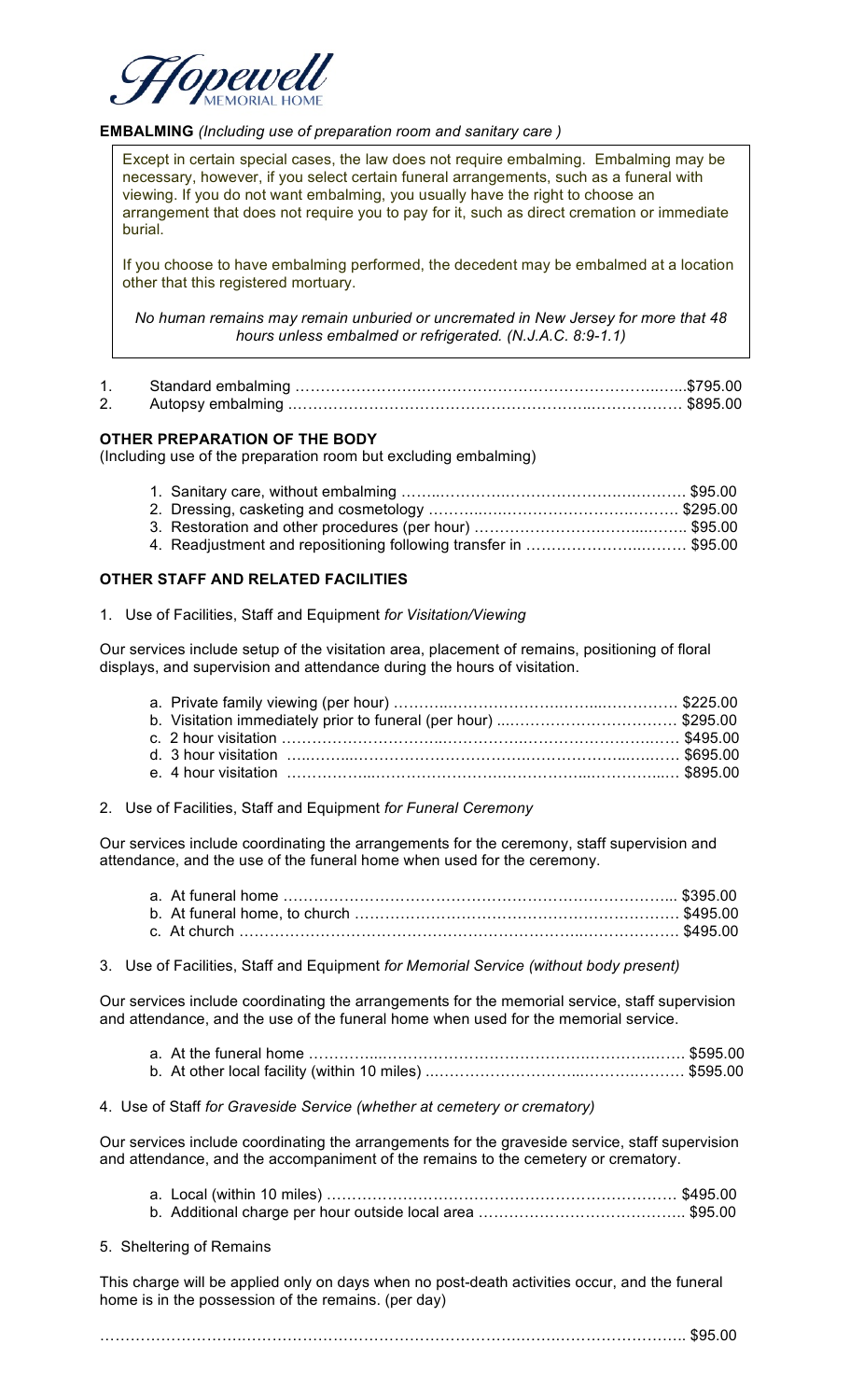Hopewell Memorial Home

**EMBALMING** *(Including use of preparation room and sanitary care )*

Except in certain special cases, the law does not require embalming. Embalming may be necessary, however, if you select certain funeral arrangements, such as a funeral with viewing. If you do not want embalming, you usually have the right to choose an arrangement that does not require you to pay for it, such as direct cremation or immediate burial.

If you choose to have embalming performed, the decedent may be embalmed at a location other that this registered mortuary.

*No human remains may remain unburied or uncremated in New Jersey for more that 48 hours unless embalmed or refrigerated. (N.J.A.C. 8:9-1.1)*

1. Standard embalming …………………………………………………………………$795.00
2. Autopsy embalming …………………………………………………………………$895.00

**OTHER PREPARATION OF THE BODY**

(Including use of the preparation room but excluding embalming)

1. Sanitary care, without embalming ……………………………………………… $95.00
2. Dressing, casketing and cosmetology ………………………………………… $295.00
3. Restoration and other procedures (per hour) …………………………………… $95.00
4. Readjustment and repositioning following transfer in ………………………… $95.00

**OTHER STAFF AND RELATED FACILITIES**

1. Use of Facilities, Staff and Equipment *for Visitation/Viewing*

Our services include setup of the visitation area, placement of remains, positioning of floral displays, and supervision and attendance during the hours of visitation.

a. Private family viewing (per hour) ……………………………………………… $225.00
b. Visitation immediately prior to funeral (per hour) ……………………………… $295.00
c. 2 hour visitation ……………………………………………………………… $495.00
d. 3 hour visitation ……………………………………………………………… $695.00
e. 4 hour visitation ……………………………………………………………… $895.00

2. Use of Facilities, Staff and Equipment *for Funeral Ceremony*

Our services include coordinating the arrangements for the ceremony, staff supervision and attendance, and the use of the funeral home when used for the ceremony.

a. At funeral home ……………………………………………………………… $395.00
b. At funeral home, to church …………………………………………………… $495.00
c. At church ……………………………………………………………………… $495.00

3. Use of Facilities, Staff and Equipment *for Memorial Service (without body present)*

Our services include coordinating the arrangements for the memorial service, staff supervision and attendance, and the use of the funeral home when used for the memorial service.

a. At the funeral home …………………………………………………………… $595.00
b. At other local facility (within 10 miles) ………………………………………… $595.00

4. Use of Staff *for Graveside Service (whether at cemetery or crematory)*

Our services include coordinating the arrangements for the graveside service, staff supervision and attendance, and the accompaniment of the remains to the cemetery or crematory.

a. Local (within 10 miles) ………………………………………………………… $495.00
b. Additional charge per hour outside local area ………………………………… $95.00

5. Sheltering of Remains

This charge will be applied only on days when no post-death activities occur, and the funeral home is in the possession of the remains. (per day)

……………………………………………………………………………………… $95.00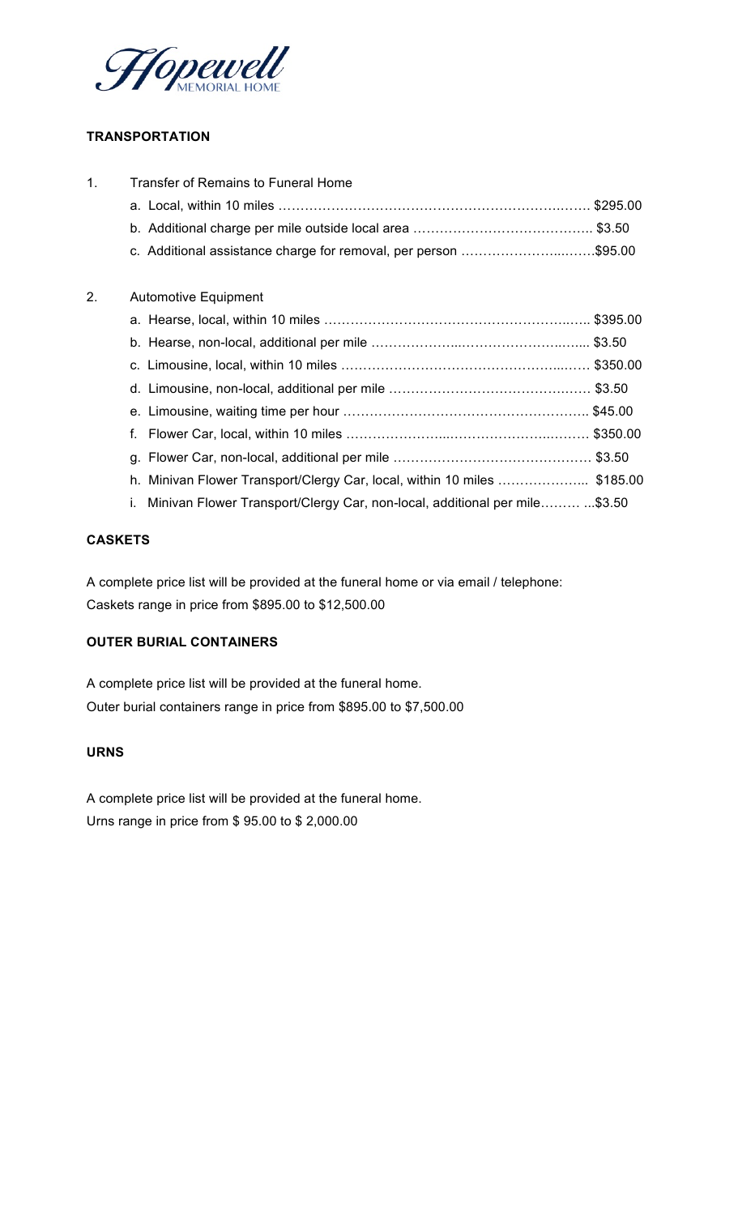**TRANSPORTATION**

1. Transfer of Remains to Funeral Home
   - a. Local, within 10 miles …… $295.00
   - b. Additional charge per mile outside local area …… $3.50
   - c. Additional assistance charge for removal, per person ……$95.00

2. Automotive Equipment
   - a. Hearse, local, within 10 miles …… $395.00
   - b. Hearse, non-local, additional per mile …… $3.50
   - c. Limousine, local, within 10 miles …… $350.00
   - d. Limousine, non-local, additional per mile …… $3.50
   - e. Limousine, waiting time per hour …… $45.00
   - f. Flower Car, local, within 10 miles …… $350.00
   - g. Flower Car, non-local, additional per mile …… $3.50
   - h. Minivan Flower Transport/Clergy Car, local, within 10 miles …… $185.00
   - i. Minivan Flower Transport/Clergy Car, non-local, additional per mile…… ...$3.50

**CASKETS**

A complete price list will be provided at the funeral home or via email / telephone:
Caskets range in price from $895.00 to $12,500.00

**OUTER BURIAL CONTAINERS**

A complete price list will be provided at the funeral home.
Outer burial containers range in price from $895.00 to $7,500.00

**URNS**

A complete price list will be provided at the funeral home.
Urns range in price from $ 95.00 to $ 2,000.00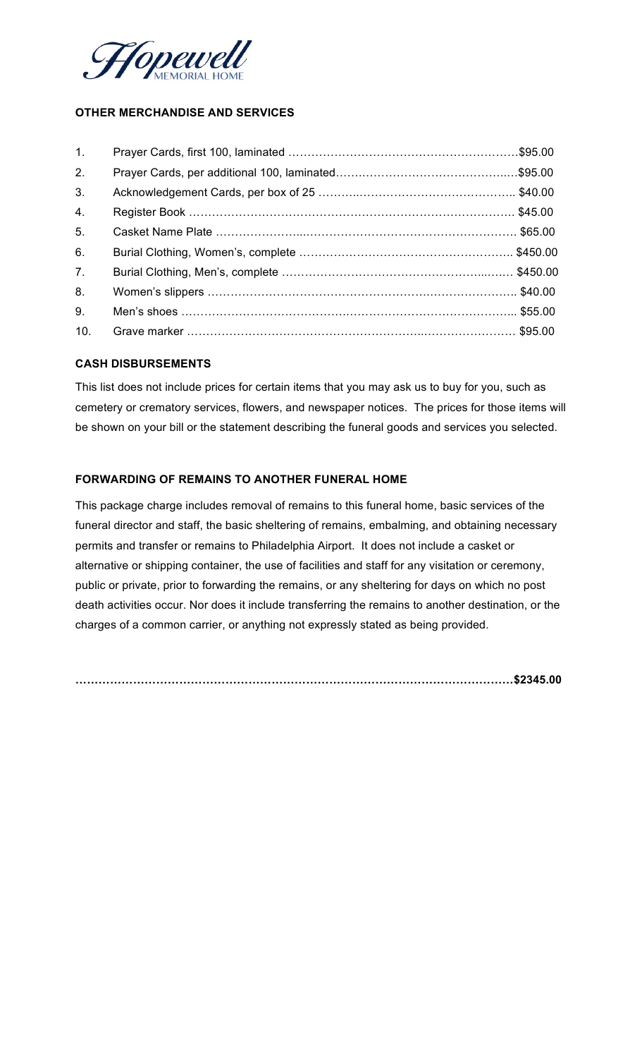Hopewell MEMORIAL HOME

**OTHER MERCHANDISE AND SERVICES**

1. Prayer Cards, first 100, laminated ……………………………………………………$95.00
2. Prayer Cards, per additional 100, laminated…………………………………….…$95.00
3. Acknowledgement Cards, per box of 25 ……….………………………………….. $40.00
4. Register Book ………………………………………………………………………. $45.00
5. Casket Name Plate ………………….………………………………………………. $65.00
6. Burial Clothing, Women's, complete ………………………………………………. $450.00
7. Burial Clothing, Men's, complete ……………………………………………..…… $450.00
8. Women's slippers …………………………………………………………………. $40.00
9. Men's shoes ……………………………………………………………………….. $55.00
10. Grave marker …………………………………………………………………… $95.00

**CASH DISBURSEMENTS**

This list does not include prices for certain items that you may ask us to buy for you, such as cemetery or crematory services, flowers, and newspaper notices. The prices for those items will be shown on your bill or the statement describing the funeral goods and services you selected.

**FORWARDING OF REMAINS TO ANOTHER FUNERAL HOME**

This package charge includes removal of remains to this funeral home, basic services of the funeral director and staff, the basic sheltering of remains, embalming, and obtaining necessary permits and transfer or remains to Philadelphia Airport. It does not include a casket or alternative or shipping container, the use of facilities and staff for any visitation or ceremony, public or private, prior to forwarding the remains, or any sheltering for days on which no post death activities occur. Nor does it include transferring the remains to another destination, or the charges of a common carrier, or anything not expressly stated as being provided.

**……………………………………………………………………………………………………$2345.00**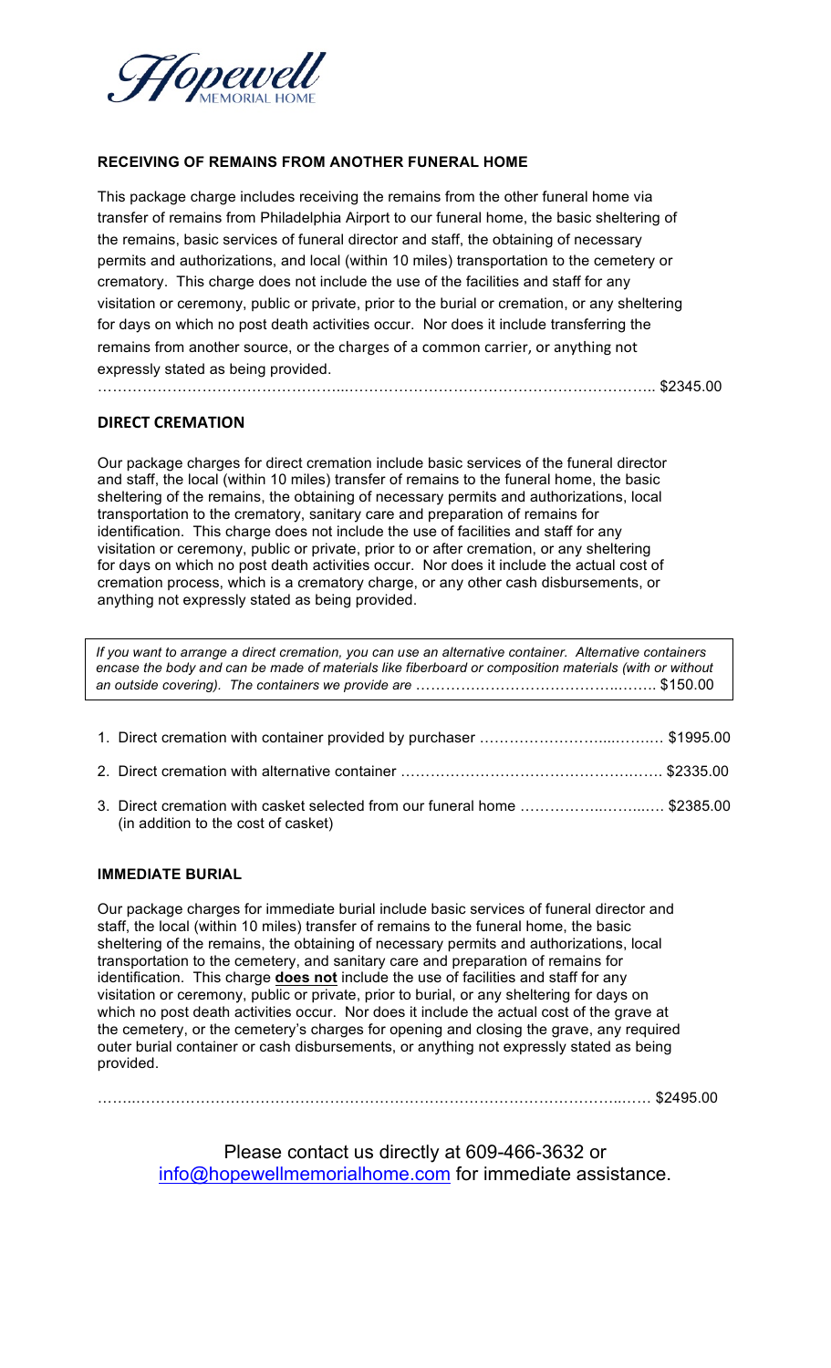Hopewell MEMORIAL HOME

### RECEIVING OF REMAINS FROM ANOTHER FUNERAL HOME

This package charge includes receiving the remains from the other funeral home via transfer of remains from Philadelphia Airport to our funeral home, the basic sheltering of the remains, basic services of funeral director and staff, the obtaining of necessary permits and authorizations, and local (within 10 miles) transportation to the cemetery or crematory. This charge does not include the use of the facilities and staff for any visitation or ceremony, public or private, prior to the burial or cremation, or any sheltering for days on which no post death activities occur. Nor does it include transferring the remains from another source, or the charges of a common carrier, or anything not expressly stated as being provided.

…………………………………………………………………………………………………… $2345.00

### DIRECT CREMATION

Our package charges for direct cremation include basic services of the funeral director and staff, the local (within 10 miles) transfer of remains to the funeral home, the basic sheltering of the remains, the obtaining of necessary permits and authorizations, local transportation to the crematory, sanitary care and preparation of remains for identification. This charge does not include the use of facilities and staff for any visitation or ceremony, public or private, prior to or after cremation, or any sheltering for days on which no post death activities occur. Nor does it include the actual cost of cremation process, which is a crematory charge, or any other cash disbursements, or anything not expressly stated as being provided.

*If you want to arrange a direct cremation, you can use an alternative container. Alternative containers encase the body and can be made of materials like fiberboard or composition materials (with or without an outside covering). The containers we provide are* ……………………………………… $150.00

1. Direct cremation with container provided by purchaser ……………………………… $1995.00
2. Direct cremation with alternative container …………………………………………… $2335.00
3. Direct cremation with casket selected from our funeral home …………………… $2385.00 (in addition to the cost of casket)

### IMMEDIATE BURIAL

Our package charges for immediate burial include basic services of funeral director and staff, the local (within 10 miles) transfer of remains to the funeral home, the basic sheltering of the remains, the obtaining of necessary permits and authorizations, local transportation to the cemetery, and sanitary care and preparation of remains for identification. This charge **does not** include the use of facilities and staff for any visitation or ceremony, public or private, prior to burial, or any sheltering for days on which no post death activities occur. Nor does it include the actual cost of the grave at the cemetery, or the cemetery's charges for opening and closing the grave, any required outer burial container or cash disbursements, or anything not expressly stated as being provided.

…………………………………………………………………………………………………… $2495.00

Please contact us directly at 609-466-3632 or info@hopewellmemorialhome.com for immediate assistance.